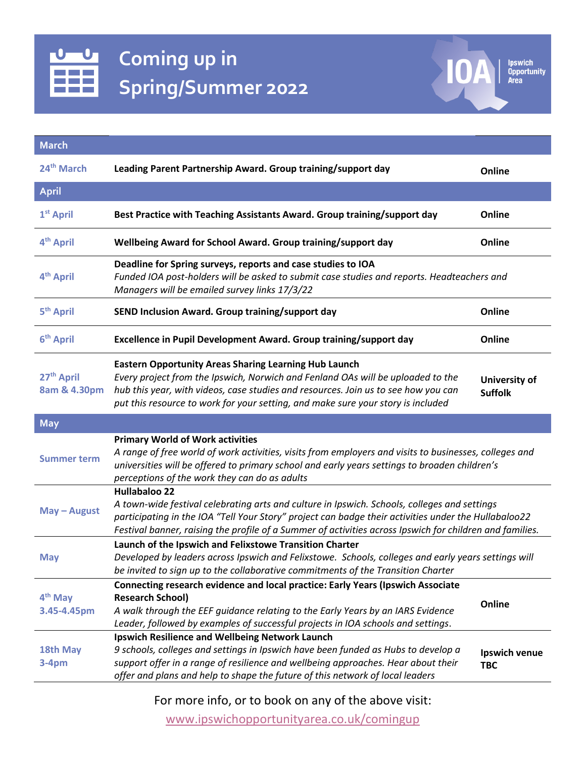# Coming up in Spring/Summer 2022

IOA Ipswich Opportunity Area

| Date | Event | Location |
|---|---|---|
| **March** | | |
| 24th March | **Leading Parent Partnership Award. Group training/support day** | **Online** |
| **April** | | |
| 1st April | **Best Practice with Teaching Assistants Award. Group training/support day** | **Online** |
| 4th April | **Wellbeing Award for School Award. Group training/support day** | **Online** |
| 4th April | **Deadline for Spring surveys, reports and case studies to IOA** *Funded IOA post-holders will be asked to submit case studies and reports. Headteachers and Managers will be emailed survey links 17/3/22* | |
| 5th April | **SEND Inclusion Award. Group training/support day** | **Online** |
| 6th April | **Excellence in Pupil Development Award. Group training/support day** | **Online** |
| 27th April 8am & 4.30pm | **Eastern Opportunity Areas Sharing Learning Hub Launch** *Every project from the Ipswich, Norwich and Fenland OAs will be uploaded to the hub this year, with videos, case studies and resources. Join us to see how you can put this resource to work for your setting, and make sure your story is included* | **University of Suffolk** |
| **May** | | |
| Summer term | **Primary World of Work activities** *A range of free world of work activities, visits from employers and visits to businesses, colleges and universities will be offered to primary school and early years settings to broaden children's perceptions of the work they can do as adults* | |
| May – August | **Hullabaloo 22** *A town-wide festival celebrating arts and culture in Ipswich. Schools, colleges and settings participating in the IOA "Tell Your Story" project can badge their activities under the Hullabaloo22 Festival banner, raising the profile of a Summer of activities across Ipswich for children and families.* | |
| May | **Launch of the Ipswich and Felixstowe Transition Charter** *Developed by leaders across Ipswich and Felixstowe. Schools, colleges and early years settings will be invited to sign up to the collaborative commitments of the Transition Charter* | |
| 4th May 3.45-4.45pm | **Connecting research evidence and local practice: Early Years (Ipswich Associate Research School)** *A walk through the EEF guidance relating to the Early Years by an IARS Evidence Leader, followed by examples of successful projects in IOA schools and settings.* | **Online** |
| 18th May 3-4pm | **Ipswich Resilience and Wellbeing Network Launch** *9 schools, colleges and settings in Ipswich have been funded as Hubs to develop a support offer in a range of resilience and wellbeing approaches. Hear about their offer and plans and help to shape the future of this network of local leaders* | **Ipswich venue TBC** |

For more info, or to book on any of the above visit:

www.ipswichopportunityarea.co.uk/comingup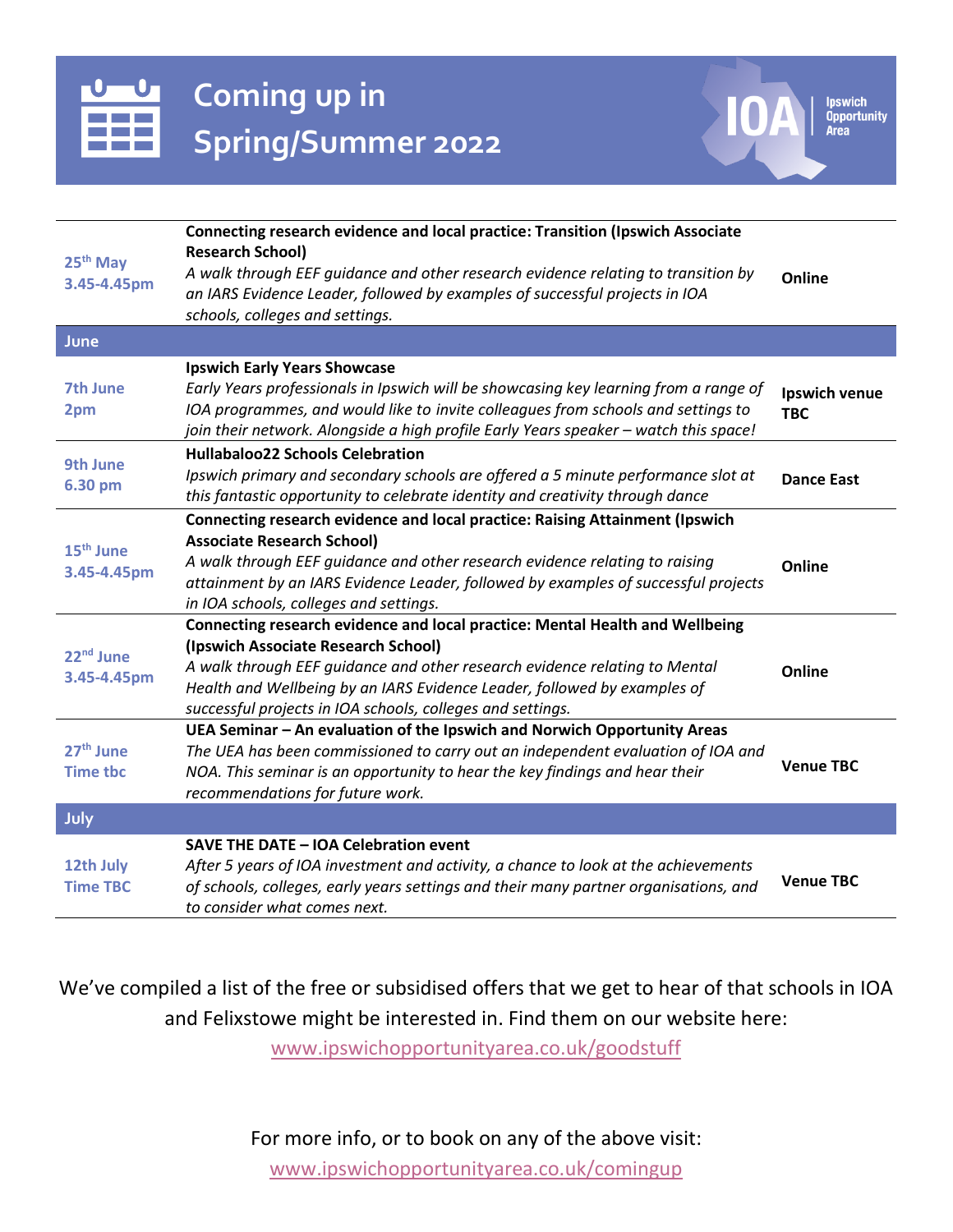# Coming up in Spring/Summer 2022

IOA Ipswich Opportunity Area

| | | |
|---|---|---|
| **25th May 3.45-4.45pm** | **Connecting research evidence and local practice: Transition (Ipswich Associate Research School)** *A walk through EEF guidance and other research evidence relating to transition by an IARS Evidence Leader, followed by examples of successful projects in IOA schools, colleges and settings.* | **Online** |
| **June** | | |
| **7th June 2pm** | **Ipswich Early Years Showcase** *Early Years professionals in Ipswich will be showcasing key learning from a range of IOA programmes, and would like to invite colleagues from schools and settings to join their network. Alongside a high profile Early Years speaker – watch this space!* | **Ipswich venue TBC** |
| **9th June 6.30 pm** | **Hullabaloo22 Schools Celebration** *Ipswich primary and secondary schools are offered a 5 minute performance slot at this fantastic opportunity to celebrate identity and creativity through dance* | **Dance East** |
| **15th June 3.45-4.45pm** | **Connecting research evidence and local practice: Raising Attainment (Ipswich Associate Research School)** *A walk through EEF guidance and other research evidence relating to raising attainment by an IARS Evidence Leader, followed by examples of successful projects in IOA schools, colleges and settings.* | **Online** |
| **22nd June 3.45-4.45pm** | **Connecting research evidence and local practice: Mental Health and Wellbeing (Ipswich Associate Research School)** *A walk through EEF guidance and other research evidence relating to Mental Health and Wellbeing by an IARS Evidence Leader, followed by examples of successful projects in IOA schools, colleges and settings.* | **Online** |
| **27th June Time tbc** | **UEA Seminar – An evaluation of the Ipswich and Norwich Opportunity Areas** *The UEA has been commissioned to carry out an independent evaluation of IOA and NOA. This seminar is an opportunity to hear the key findings and hear their recommendations for future work.* | **Venue TBC** |
| **July** | | |
| **12th July Time TBC** | **SAVE THE DATE – IOA Celebration event** *After 5 years of IOA investment and activity, a chance to look at the achievements of schools, colleges, early years settings and their many partner organisations, and to consider what comes next.* | **Venue TBC** |

We've compiled a list of the free or subsidised offers that we get to hear of that schools in IOA and Felixstowe might be interested in. Find them on our website here:
www.ipswichopportunityarea.co.uk/goodstuff

For more info, or to book on any of the above visit:
www.ipswichopportunityarea.co.uk/comingup